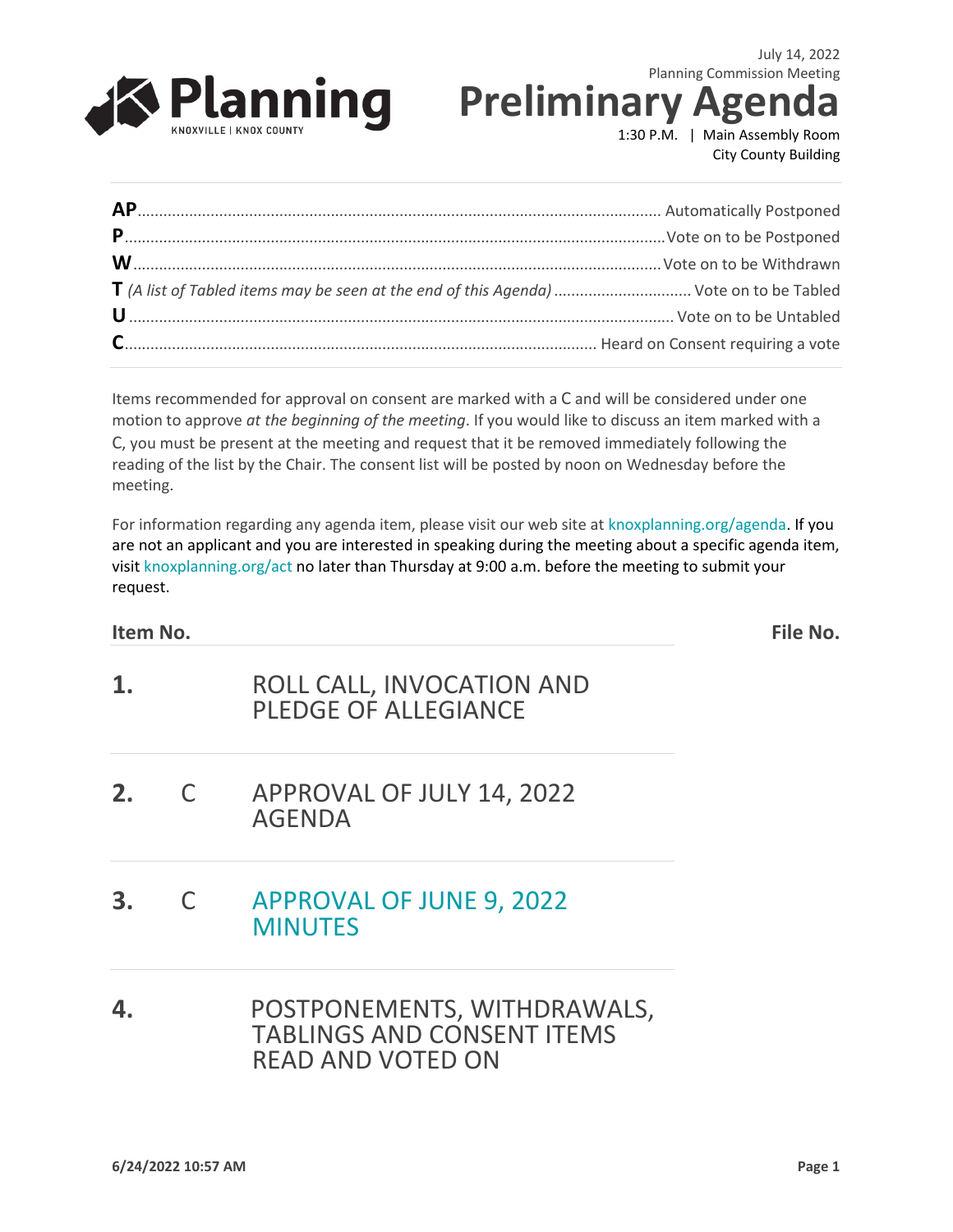July 14, 2022
Planning Commission Meeting

# Preliminary Agenda

1:30 P.M. | Main Assembly Room
City County Building

Planning
KNOXVILLE | KNOX COUNTY

**AP**............................................................................................................ Automatically Postponed
**P**............................................................................................................ Vote on to be Postponed
**W**............................................................................................................ Vote on to be Withdrawn
**T** *(A list of Tabled items may be seen at the end of this Agenda)* ................................ Vote on to be Tabled
**U**............................................................................................................ Vote on to be Untabled
**C**............................................................................................................ Heard on Consent requiring a vote

Items recommended for approval on consent are marked with a C and will be considered under one motion to approve *at the beginning of the meeting*. If you would like to discuss an item marked with a C, you must be present at the meeting and request that it be removed immediately following the reading of the list by the Chair. The consent list will be posted by noon on Wednesday before the meeting.

For information regarding any agenda item, please visit our web site at knoxplanning.org/agenda. If you are not an applicant and you are interested in speaking during the meeting about a specific agenda item, visit knoxplanning.org/act no later than Thursday at 9:00 a.m. before the meeting to submit your request.

| Item No. | | | File No. |
|---|---|---|---|
| **1.** | | ROLL CALL, INVOCATION AND PLEDGE OF ALLEGIANCE | |
| **2.** | C | APPROVAL OF JULY 14, 2022 AGENDA | |
| **3.** | C | APPROVAL OF JUNE 9, 2022 MINUTES | |
| **4.** | | POSTPONEMENTS, WITHDRAWALS, TABLINGS AND CONSENT ITEMS READ AND VOTED ON | |

6/24/2022 10:57 AM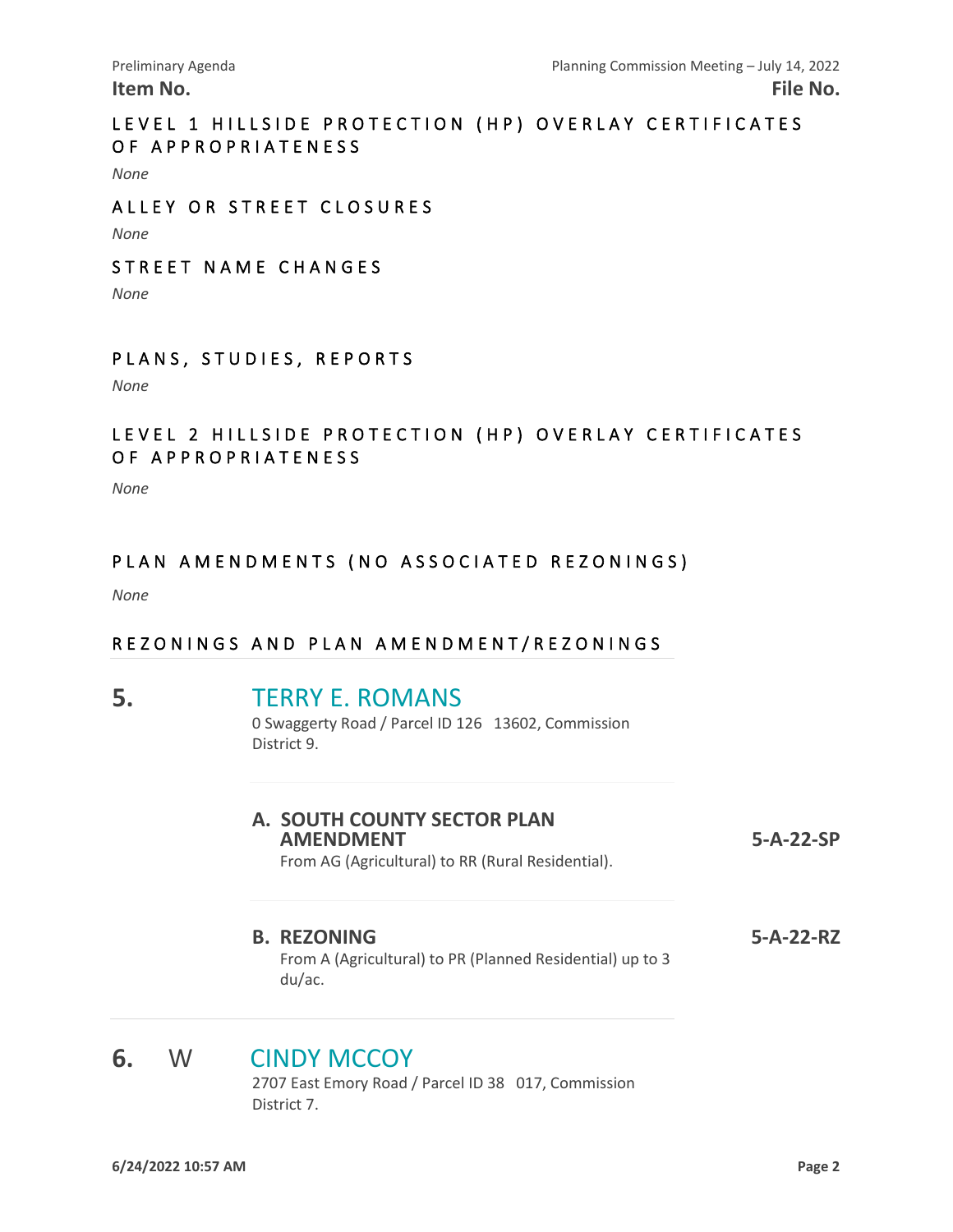**Item No.** **File No.**

## LEVEL 1 HILLSIDE PROTECTION (HP) OVERLAY CERTIFICATES OF APPROPRIATENESS

*None*

## ALLEY OR STREET CLOSURES

*None*

## STREET NAME CHANGES

*None*

## PLANS, STUDIES, REPORTS

*None*

## LEVEL 2 HILLSIDE PROTECTION (HP) OVERLAY CERTIFICATES OF APPROPRIATENESS

*None*

## PLAN AMENDMENTS (NO ASSOCIATED REZONINGS)

*None*

## REZONINGS AND PLAN AMENDMENT/REZONINGS

**5.** TERRY E. ROMANS

0 Swaggerty Road / Parcel ID 126 13602, Commission District 9.

**A. SOUTH COUNTY SECTOR PLAN AMENDMENT** — **5-A-22-SP**

From AG (Agricultural) to RR (Rural Residential).

**B. REZONING** — **5-A-22-RZ**

From A (Agricultural) to PR (Planned Residential) up to 3 du/ac.

**6.** W CINDY MCCOY

2707 East Emory Road / Parcel ID 38 017, Commission District 7.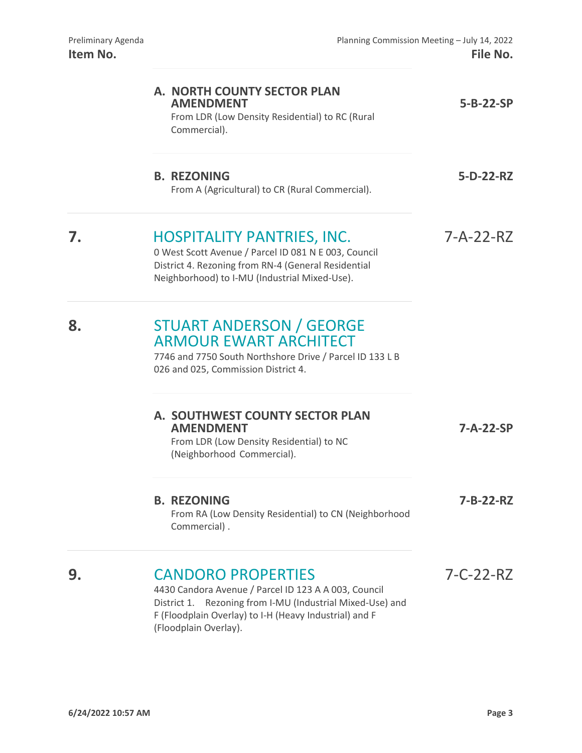**A. NORTH COUNTY SECTOR PLAN AMENDMENT** — **5-B-22-SP**

From LDR (Low Density Residential) to RC (Rural Commercial).

**B. REZONING** — **5-D-22-RZ**

From A (Agricultural) to CR (Rural Commercial).

## 7. HOSPITALITY PANTRIES, INC. — 7-A-22-RZ

0 West Scott Avenue / Parcel ID 081 N E 003, Council District 4. Rezoning from RN-4 (General Residential Neighborhood) to I-MU (Industrial Mixed-Use).

## 8. STUART ANDERSON / GEORGE ARMOUR EWART ARCHITECT

7746 and 7750 South Northshore Drive / Parcel ID 133 L B 026 and 025, Commission District 4.

**A. SOUTHWEST COUNTY SECTOR PLAN AMENDMENT** — **7-A-22-SP**

From LDR (Low Density Residential) to NC (Neighborhood Commercial).

**B. REZONING** — **7-B-22-RZ**

From RA (Low Density Residential) to CN (Neighborhood Commercial) .

## 9. CANDORO PROPERTIES — 7-C-22-RZ

4430 Candora Avenue / Parcel ID 123 A A 003, Council District 1. Rezoning from I-MU (Industrial Mixed-Use) and F (Floodplain Overlay) to I-H (Heavy Industrial) and F (Floodplain Overlay).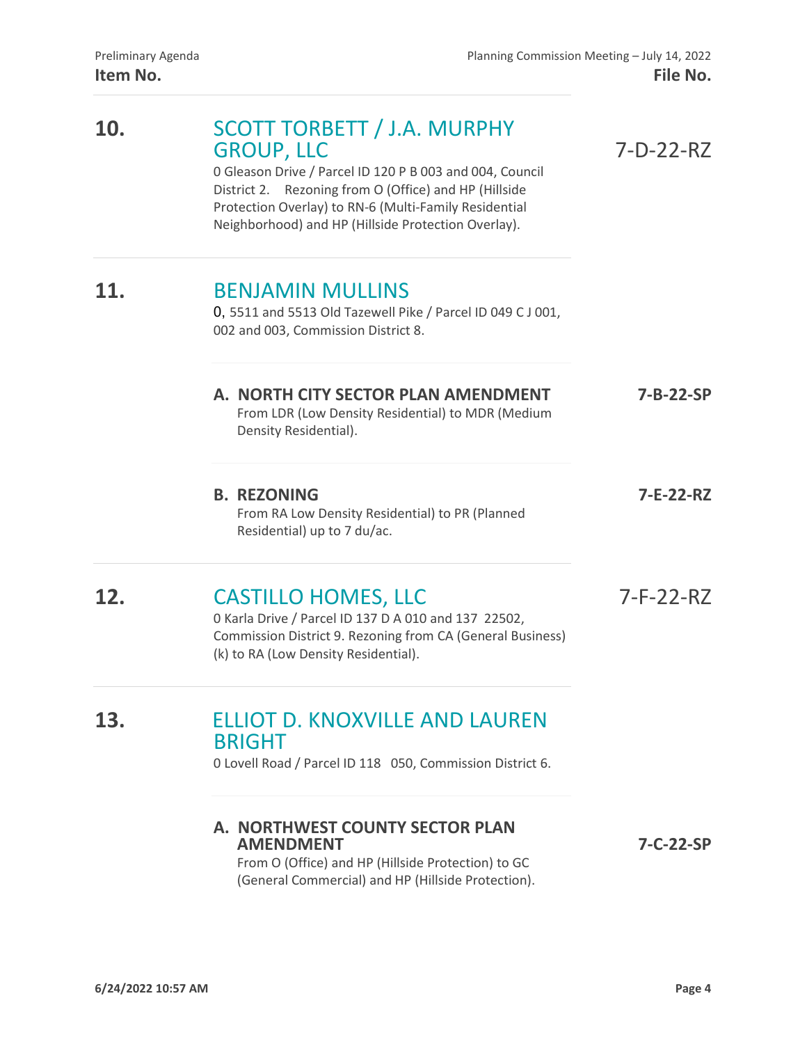| Item No. | | File No. |
|---|---|---|
| **10.** | **SCOTT TORBETT / J.A. MURPHY GROUP, LLC**<br>0 Gleason Drive / Parcel ID 120 P B 003 and 004, Council District 2. Rezoning from O (Office) and HP (Hillside Protection Overlay) to RN-6 (Multi-Family Residential Neighborhood) and HP (Hillside Protection Overlay). | 7-D-22-RZ |
| **11.** | **BENJAMIN MULLINS**<br>0, 5511 and 5513 Old Tazewell Pike / Parcel ID 049 C J 001, 002 and 003, Commission District 8. | |
| | **A. NORTH CITY SECTOR PLAN AMENDMENT**<br>From LDR (Low Density Residential) to MDR (Medium Density Residential). | **7-B-22-SP** |
| | **B. REZONING**<br>From RA Low Density Residential) to PR (Planned Residential) up to 7 du/ac. | **7-E-22-RZ** |
| **12.** | **CASTILLO HOMES, LLC**<br>0 Karla Drive / Parcel ID 137 D A 010 and 137 22502, Commission District 9. Rezoning from CA (General Business) (k) to RA (Low Density Residential). | 7-F-22-RZ |
| **13.** | **ELLIOT D. KNOXVILLE AND LAUREN BRIGHT**<br>0 Lovell Road / Parcel ID 118 050, Commission District 6. | |
| | **A. NORTHWEST COUNTY SECTOR PLAN AMENDMENT**<br>From O (Office) and HP (Hillside Protection) to GC (General Commercial) and HP (Hillside Protection). | **7-C-22-SP** |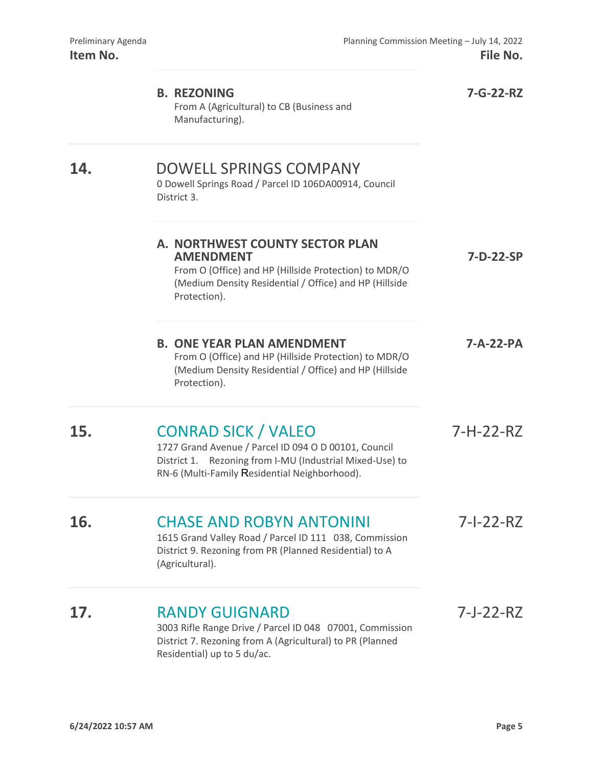| Item No. | | File No. |
|---|---|---|
| | **B. REZONING**<br>From A (Agricultural) to CB (Business and Manufacturing). | **7-G-22-RZ** |
| **14.** | DOWELL SPRINGS COMPANY<br>0 Dowell Springs Road / Parcel ID 106DA00914, Council District 3. | |
| | **A. NORTHWEST COUNTY SECTOR PLAN AMENDMENT**<br>From O (Office) and HP (Hillside Protection) to MDR/O (Medium Density Residential / Office) and HP (Hillside Protection). | **7-D-22-SP** |
| | **B. ONE YEAR PLAN AMENDMENT**<br>From O (Office) and HP (Hillside Protection) to MDR/O (Medium Density Residential / Office) and HP (Hillside Protection). | **7-A-22-PA** |
| **15.** | CONRAD SICK / VALEO<br>1727 Grand Avenue / Parcel ID 094 O D 00101, Council District 1. Rezoning from I-MU (Industrial Mixed-Use) to RN-6 (Multi-Family Residential Neighborhood). | 7-H-22-RZ |
| **16.** | CHASE AND ROBYN ANTONINI<br>1615 Grand Valley Road / Parcel ID 111 038, Commission District 9. Rezoning from PR (Planned Residential) to A (Agricultural). | 7-I-22-RZ |
| **17.** | RANDY GUIGNARD<br>3003 Rifle Range Drive / Parcel ID 048 07001, Commission District 7. Rezoning from A (Agricultural) to PR (Planned Residential) up to 5 du/ac. | 7-J-22-RZ |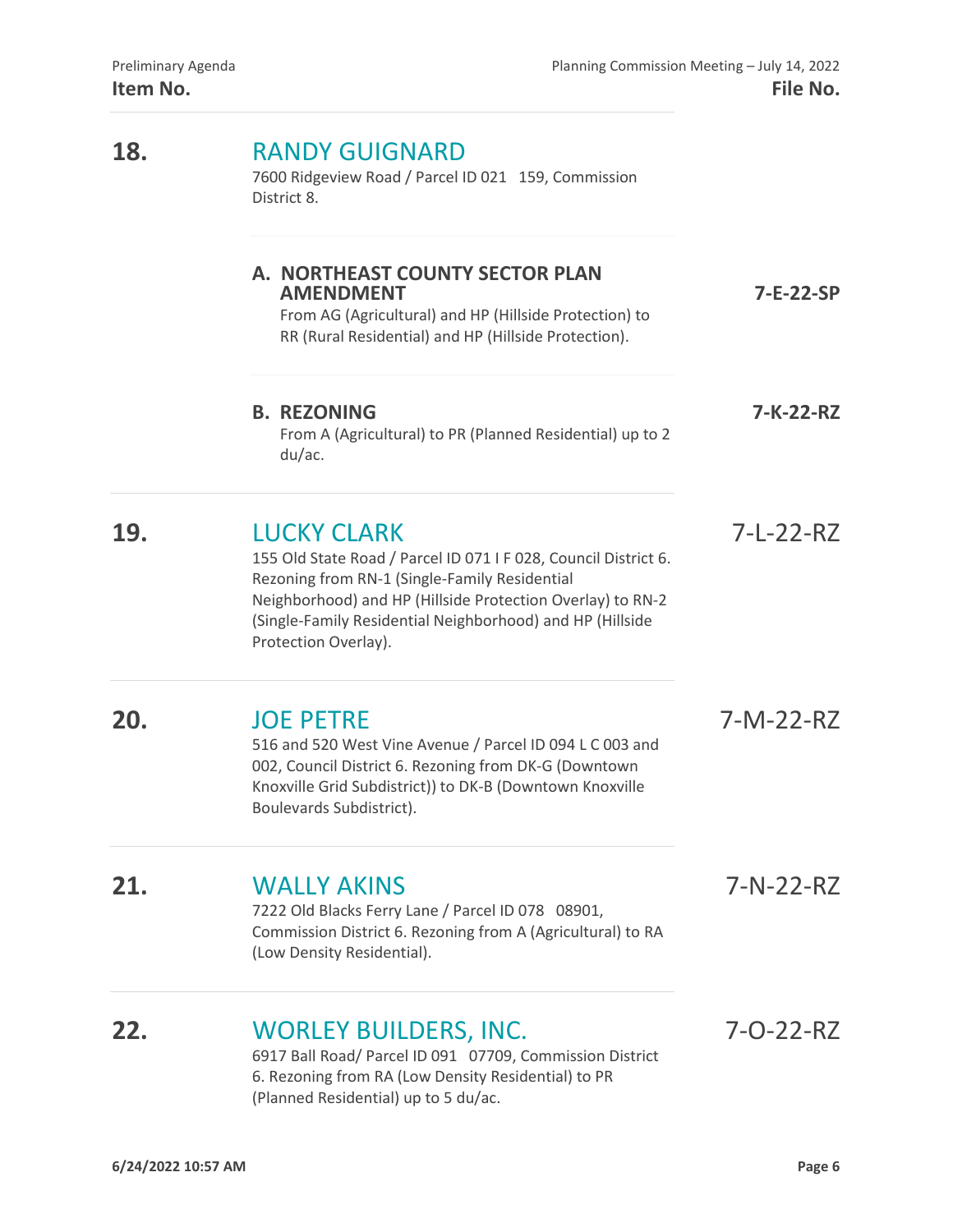| Item No. | | File No. |
|---|---|---|
| **18.** | **RANDY GUIGNARD**<br>7600 Ridgeview Road / Parcel ID 021 159, Commission District 8. | |
| | **A. NORTHEAST COUNTY SECTOR PLAN AMENDMENT**<br>From AG (Agricultural) and HP (Hillside Protection) to RR (Rural Residential) and HP (Hillside Protection). | **7-E-22-SP** |
| | **B. REZONING**<br>From A (Agricultural) to PR (Planned Residential) up to 2 du/ac. | **7-K-22-RZ** |
| **19.** | **LUCKY CLARK**<br>155 Old State Road / Parcel ID 071 I F 028, Council District 6. Rezoning from RN-1 (Single-Family Residential Neighborhood) and HP (Hillside Protection Overlay) to RN-2 (Single-Family Residential Neighborhood) and HP (Hillside Protection Overlay). | 7-L-22-RZ |
| **20.** | **JOE PETRE**<br>516 and 520 West Vine Avenue / Parcel ID 094 L C 003 and 002, Council District 6. Rezoning from DK-G (Downtown Knoxville Grid Subdistrict)) to DK-B (Downtown Knoxville Boulevards Subdistrict). | 7-M-22-RZ |
| **21.** | **WALLY AKINS**<br>7222 Old Blacks Ferry Lane / Parcel ID 078 08901, Commission District 6. Rezoning from A (Agricultural) to RA (Low Density Residential). | 7-N-22-RZ |
| **22.** | **WORLEY BUILDERS, INC.**<br>6917 Ball Road/ Parcel ID 091 07709, Commission District 6. Rezoning from RA (Low Density Residential) to PR (Planned Residential) up to 5 du/ac. | 7-O-22-RZ |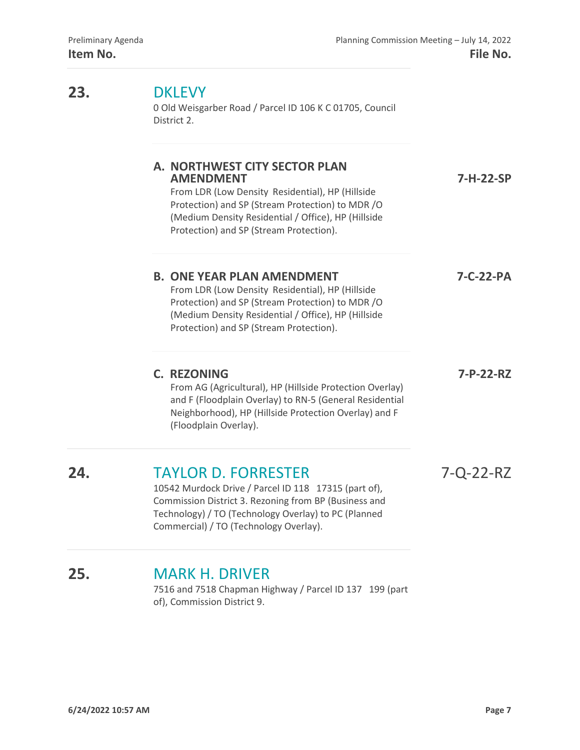**Item No.** | **File No.**

**23. DKLEVY**

0 Old Weisgarber Road / Parcel ID 106 K C 01705, Council District 2.

**A. NORTHWEST CITY SECTOR PLAN AMENDMENT** — **7-H-22-SP**

From LDR (Low Density Residential), HP (Hillside Protection) and SP (Stream Protection) to MDR /O (Medium Density Residential / Office), HP (Hillside Protection) and SP (Stream Protection).

**B. ONE YEAR PLAN AMENDMENT** — **7-C-22-PA**

From LDR (Low Density Residential), HP (Hillside Protection) and SP (Stream Protection) to MDR /O (Medium Density Residential / Office), HP (Hillside Protection) and SP (Stream Protection).

**C. REZONING** — **7-P-22-RZ**

From AG (Agricultural), HP (Hillside Protection Overlay) and F (Floodplain Overlay) to RN-5 (General Residential Neighborhood), HP (Hillside Protection Overlay) and F (Floodplain Overlay).

---

**24. TAYLOR D. FORRESTER** — 7-Q-22-RZ

10542 Murdock Drive / Parcel ID 118 17315 (part of), Commission District 3. Rezoning from BP (Business and Technology) / TO (Technology Overlay) to PC (Planned Commercial) / TO (Technology Overlay).

---

**25. MARK H. DRIVER**

7516 and 7518 Chapman Highway / Parcel ID 137 199 (part of), Commission District 9.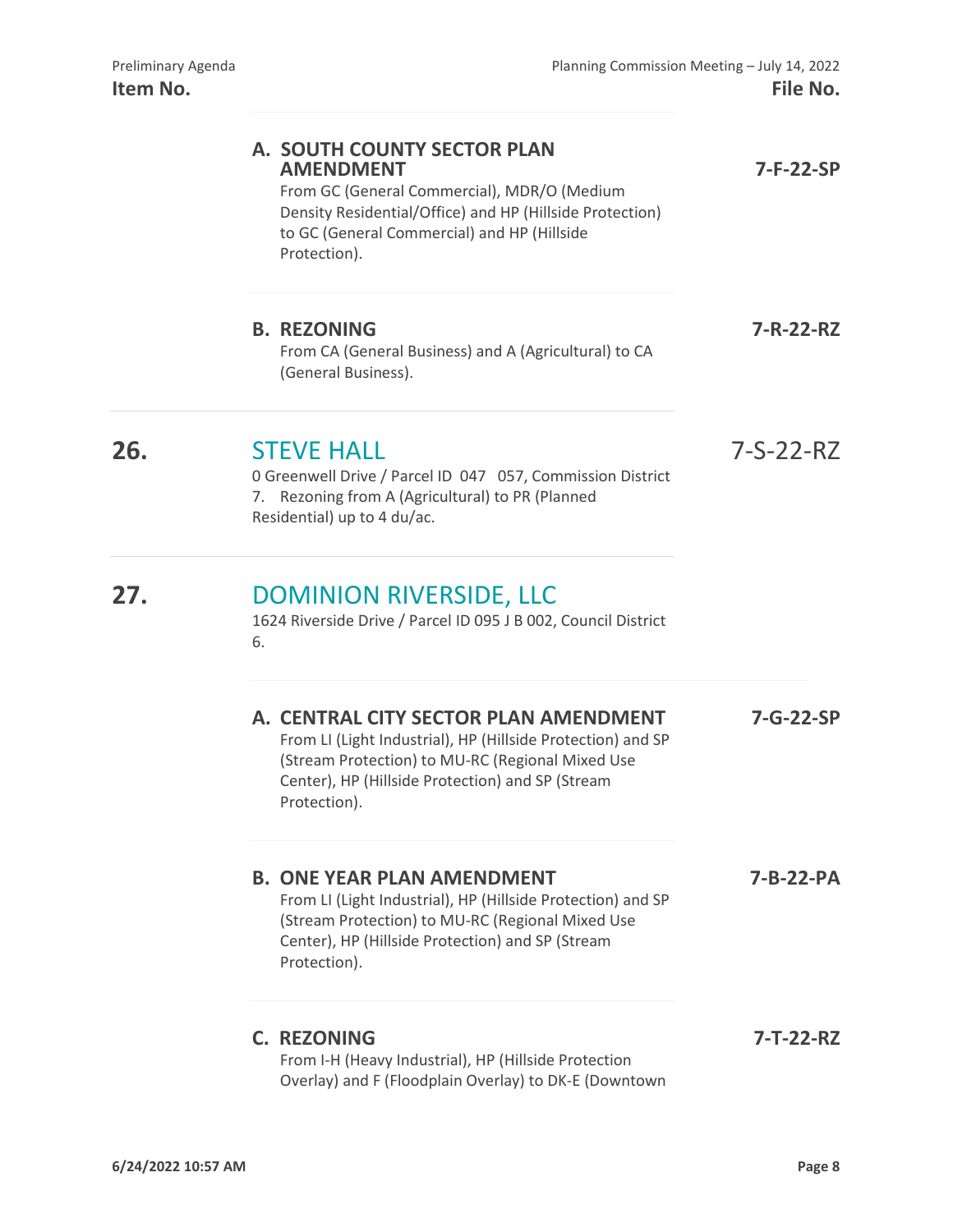**A. SOUTH COUNTY SECTOR PLAN AMENDMENT** — **7-F-22-SP**

From GC (General Commercial), MDR/O (Medium Density Residential/Office) and HP (Hillside Protection) to GC (General Commercial) and HP (Hillside Protection).

**B. REZONING** — **7-R-22-RZ**

From CA (General Business) and A (Agricultural) to CA (General Business).

## 26. STEVE HALL — 7-S-22-RZ

0 Greenwell Drive / Parcel ID 047 057, Commission District 7. Rezoning from A (Agricultural) to PR (Planned Residential) up to 4 du/ac.

## 27. DOMINION RIVERSIDE, LLC

1624 Riverside Drive / Parcel ID 095 J B 002, Council District 6.

**A. CENTRAL CITY SECTOR PLAN AMENDMENT** — **7-G-22-SP**

From LI (Light Industrial), HP (Hillside Protection) and SP (Stream Protection) to MU-RC (Regional Mixed Use Center), HP (Hillside Protection) and SP (Stream Protection).

**B. ONE YEAR PLAN AMENDMENT** — **7-B-22-PA**

From LI (Light Industrial), HP (Hillside Protection) and SP (Stream Protection) to MU-RC (Regional Mixed Use Center), HP (Hillside Protection) and SP (Stream Protection).

**C. REZONING** — **7-T-22-RZ**

From I-H (Heavy Industrial), HP (Hillside Protection Overlay) and F (Floodplain Overlay) to DK-E (Downtown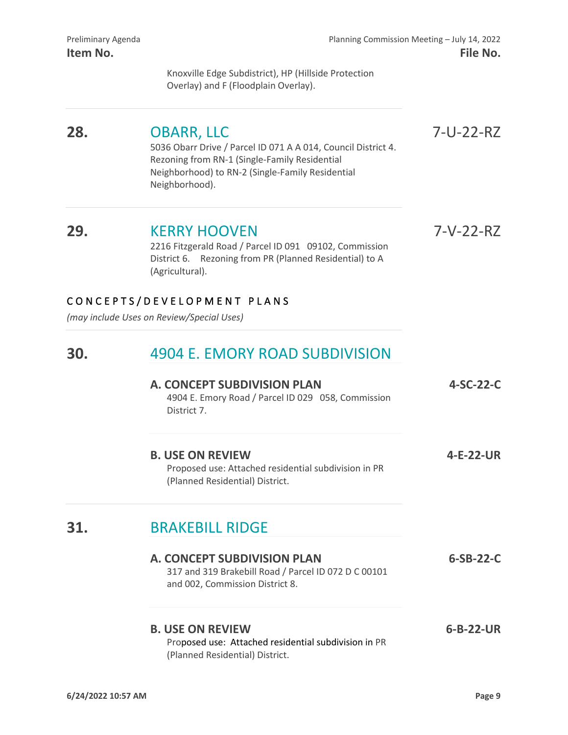Knoxville Edge Subdistrict), HP (Hillside Protection Overlay) and F (Floodplain Overlay).

---

**28.** **OBARR, LLC** — 7-U-22-RZ

5036 Obarr Drive / Parcel ID 071 A A 014, Council District 4. Rezoning from RN-1 (Single-Family Residential Neighborhood) to RN-2 (Single-Family Residential Neighborhood).

---

**29.** **KERRY HOOVEN** — 7-V-22-RZ

2216 Fitzgerald Road / Parcel ID 091 09102, Commission District 6. Rezoning from PR (Planned Residential) to A (Agricultural).

## CONCEPTS/DEVELOPMENT PLANS

*(may include Uses on Review/Special Uses)*

---

**30.** **4904 E. EMORY ROAD SUBDIVISION**

**A. CONCEPT SUBDIVISION PLAN** — **4-SC-22-C**

4904 E. Emory Road / Parcel ID 029 058, Commission District 7.

**B. USE ON REVIEW** — **4-E-22-UR**

Proposed use: Attached residential subdivision in PR (Planned Residential) District.

---

**31.** **BRAKEBILL RIDGE**

**A. CONCEPT SUBDIVISION PLAN** — **6-SB-22-C**

317 and 319 Brakebill Road / Parcel ID 072 D C 00101 and 002, Commission District 8.

**B. USE ON REVIEW** — **6-B-22-UR**

Proposed use: Attached residential subdivision in PR (Planned Residential) District.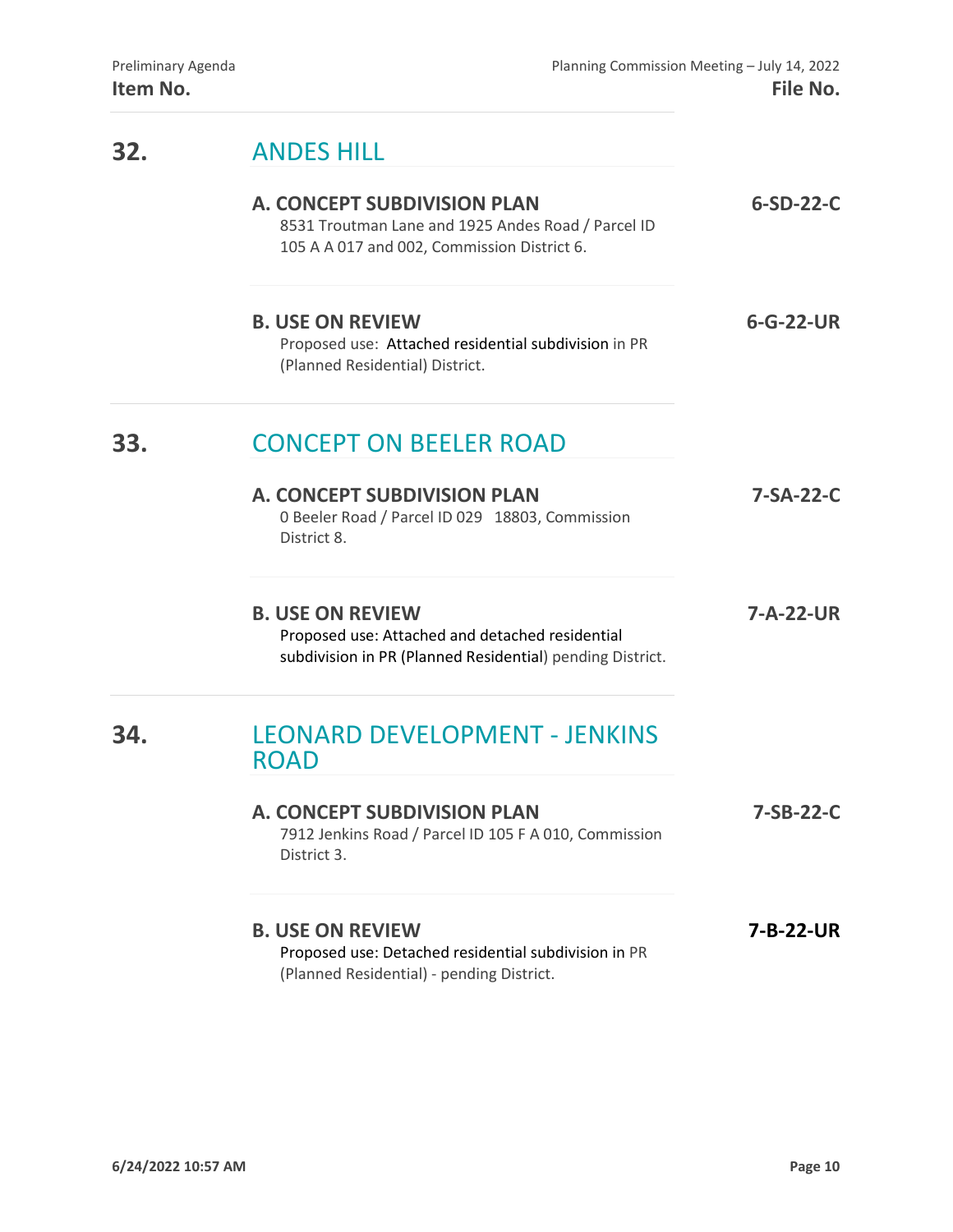| Item No. | | File No. |
|---|---|---|
| **32.** | **ANDES HILL** | |
| | **A. CONCEPT SUBDIVISION PLAN**<br>8531 Troutman Lane and 1925 Andes Road / Parcel ID 105 A A 017 and 002, Commission District 6. | **6-SD-22-C** |
| | **B. USE ON REVIEW**<br>Proposed use: Attached residential subdivision in PR (Planned Residential) District. | **6-G-22-UR** |
| **33.** | **CONCEPT ON BEELER ROAD** | |
| | **A. CONCEPT SUBDIVISION PLAN**<br>0 Beeler Road / Parcel ID 029 18803, Commission District 8. | **7-SA-22-C** |
| | **B. USE ON REVIEW**<br>Proposed use: Attached and detached residential subdivision in PR (Planned Residential) pending District. | **7-A-22-UR** |
| **34.** | **LEONARD DEVELOPMENT - JENKINS ROAD** | |
| | **A. CONCEPT SUBDIVISION PLAN**<br>7912 Jenkins Road / Parcel ID 105 F A 010, Commission District 3. | **7-SB-22-C** |
| | **B. USE ON REVIEW**<br>Proposed use: Detached residential subdivision in PR (Planned Residential) - pending District. | **7-B-22-UR** |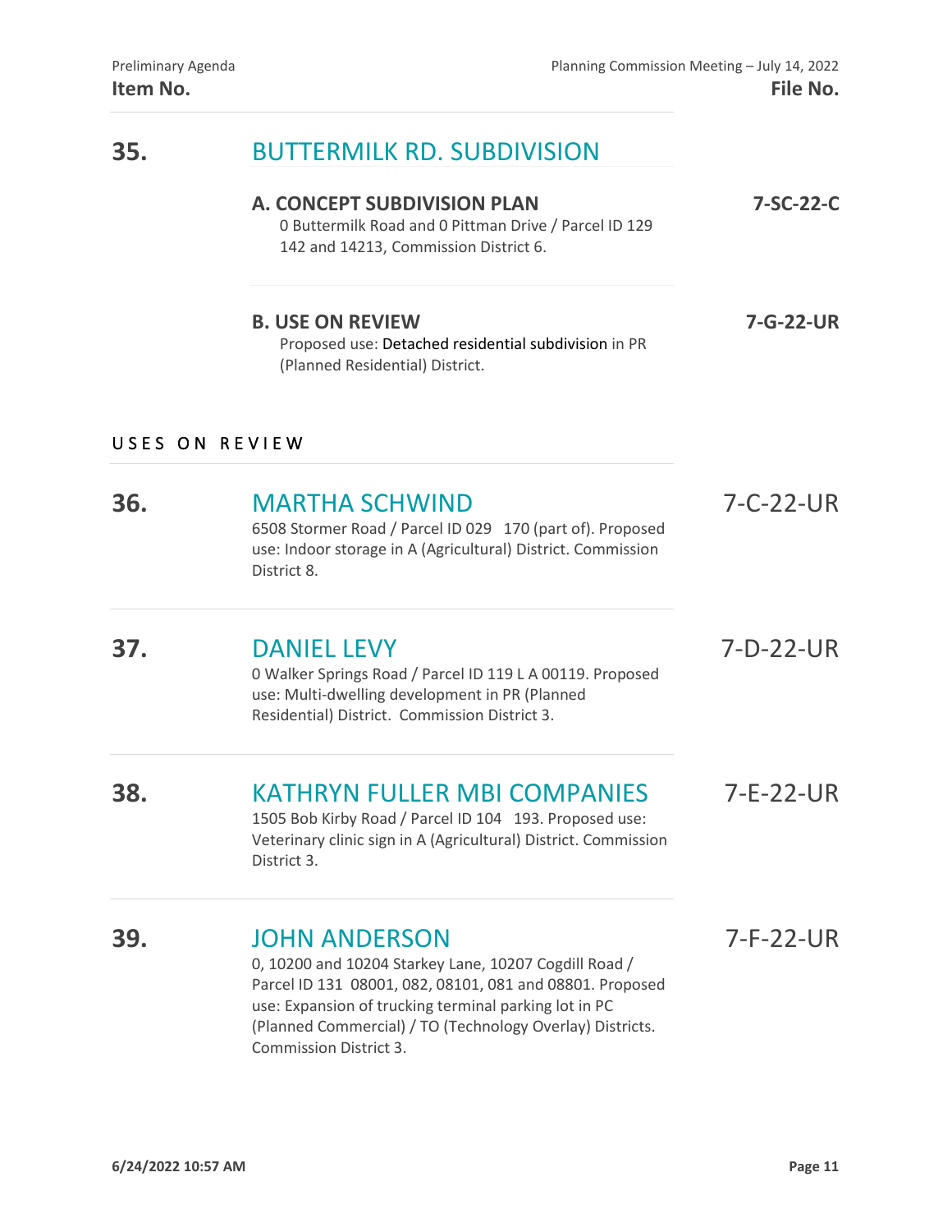| Item No. | | File No. |
|---|---|---|

## 35. BUTTERMILK RD. SUBDIVISION

**A. CONCEPT SUBDIVISION PLAN** — **7-SC-22-C**

0 Buttermilk Road and 0 Pittman Drive / Parcel ID 129 142 and 14213, Commission District 6.

**B. USE ON REVIEW** — **7-G-22-UR**

Proposed use: Detached residential subdivision in PR (Planned Residential) District.

## USES ON REVIEW

## 36. MARTHA SCHWIND — 7-C-22-UR

6508 Stormer Road / Parcel ID 029 170 (part of). Proposed use: Indoor storage in A (Agricultural) District. Commission District 8.

## 37. DANIEL LEVY — 7-D-22-UR

0 Walker Springs Road / Parcel ID 119 L A 00119. Proposed use: Multi-dwelling development in PR (Planned Residential) District. Commission District 3.

## 38. KATHRYN FULLER MBI COMPANIES — 7-E-22-UR

1505 Bob Kirby Road / Parcel ID 104 193. Proposed use: Veterinary clinic sign in A (Agricultural) District. Commission District 3.

## 39. JOHN ANDERSON — 7-F-22-UR

0, 10200 and 10204 Starkey Lane, 10207 Cogdill Road / Parcel ID 131 08001, 082, 08101, 081 and 08801. Proposed use: Expansion of trucking terminal parking lot in PC (Planned Commercial) / TO (Technology Overlay) Districts. Commission District 3.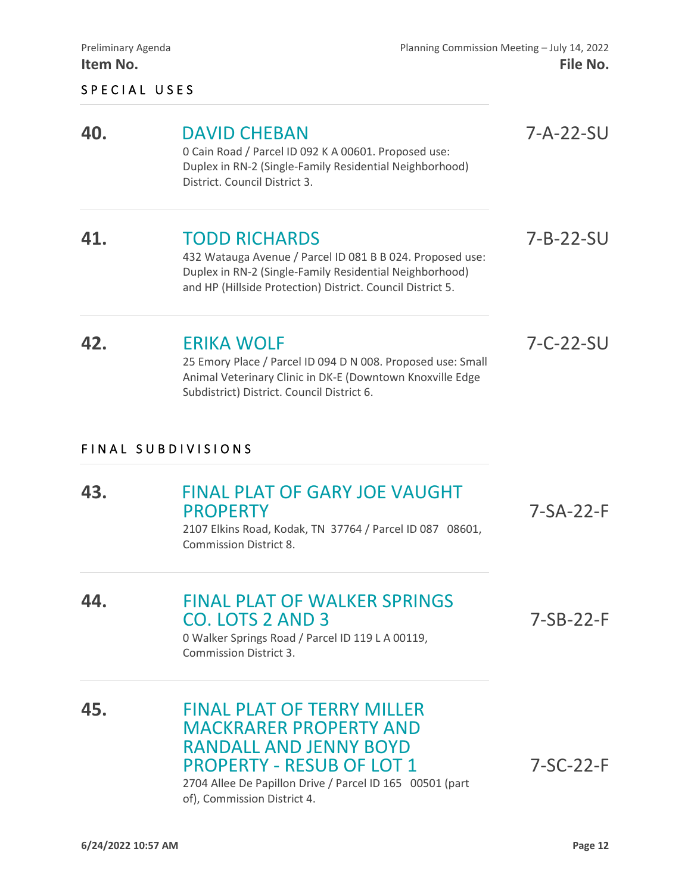**Item No.** | **File No.**

## SPECIAL USES

### 40. DAVID CHEBAN — 7-A-22-SU

0 Cain Road / Parcel ID 092 K A 00601. Proposed use: Duplex in RN-2 (Single-Family Residential Neighborhood) District. Council District 3.

### 41. TODD RICHARDS — 7-B-22-SU

432 Watauga Avenue / Parcel ID 081 B B 024. Proposed use: Duplex in RN-2 (Single-Family Residential Neighborhood) and HP (Hillside Protection) District. Council District 5.

### 42. ERIKA WOLF — 7-C-22-SU

25 Emory Place / Parcel ID 094 D N 008. Proposed use: Small Animal Veterinary Clinic in DK-E (Downtown Knoxville Edge Subdistrict) District. Council District 6.

## FINAL SUBDIVISIONS

### 43. FINAL PLAT OF GARY JOE VAUGHT PROPERTY — 7-SA-22-F

2107 Elkins Road, Kodak, TN 37764 / Parcel ID 087 08601, Commission District 8.

### 44. FINAL PLAT OF WALKER SPRINGS CO. LOTS 2 AND 3 — 7-SB-22-F

0 Walker Springs Road / Parcel ID 119 L A 00119, Commission District 3.

### 45. FINAL PLAT OF TERRY MILLER MACKRARER PROPERTY AND RANDALL AND JENNY BOYD PROPERTY - RESUB OF LOT 1 — 7-SC-22-F

2704 Allee De Papillon Drive / Parcel ID 165 00501 (part of), Commission District 4.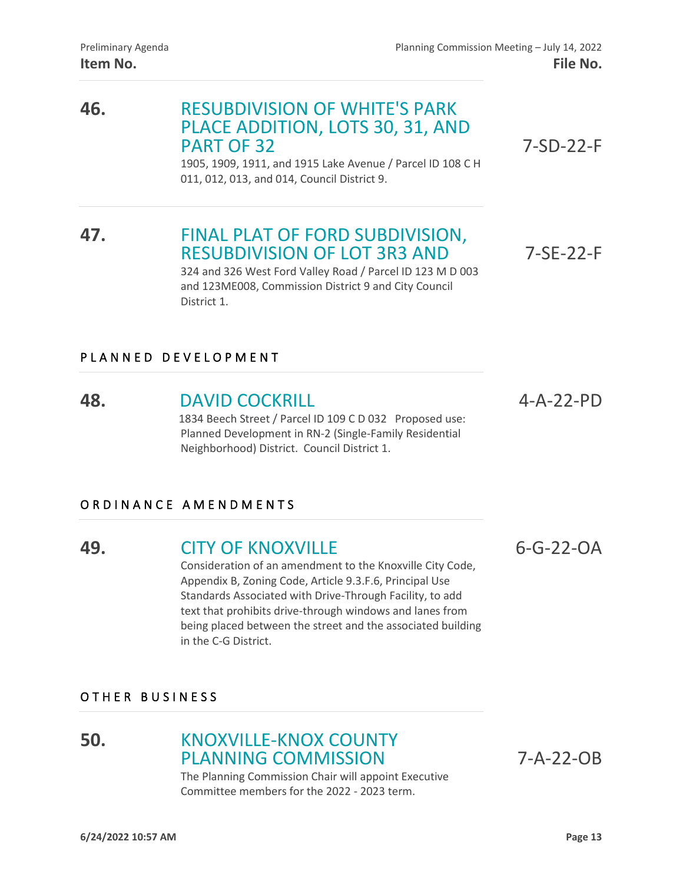| Item No. | | File No. |
| --- | --- | --- |
| **46.** | **RESUBDIVISION OF WHITE'S PARK PLACE ADDITION, LOTS 30, 31, AND PART OF 32**<br>1905, 1909, 1911, and 1915 Lake Avenue / Parcel ID 108 C H 011, 012, 013, and 014, Council District 9. | 7-SD-22-F |
| **47.** | **FINAL PLAT OF FORD SUBDIVISION, RESUBDIVISION OF LOT 3R3 AND**<br>324 and 326 West Ford Valley Road / Parcel ID 123 M D 003 and 123ME008, Commission District 9 and City Council District 1. | 7-SE-22-F |

## PLANNED DEVELOPMENT

| | | |
| --- | --- | --- |
| **48.** | **DAVID COCKRILL**<br>1834 Beech Street / Parcel ID 109 C D 032 Proposed use: Planned Development in RN-2 (Single-Family Residential Neighborhood) District. Council District 1. | 4-A-22-PD |

## ORDINANCE AMENDMENTS

| | | |
| --- | --- | --- |
| **49.** | **CITY OF KNOXVILLE**<br>Consideration of an amendment to the Knoxville City Code, Appendix B, Zoning Code, Article 9.3.F.6, Principal Use Standards Associated with Drive-Through Facility, to add text that prohibits drive-through windows and lanes from being placed between the street and the associated building in the C-G District. | 6-G-22-OA |

## OTHER BUSINESS

| | | |
| --- | --- | --- |
| **50.** | **KNOXVILLE-KNOX COUNTY PLANNING COMMISSION**<br>The Planning Commission Chair will appoint Executive Committee members for the 2022 - 2023 term. | 7-A-22-OB |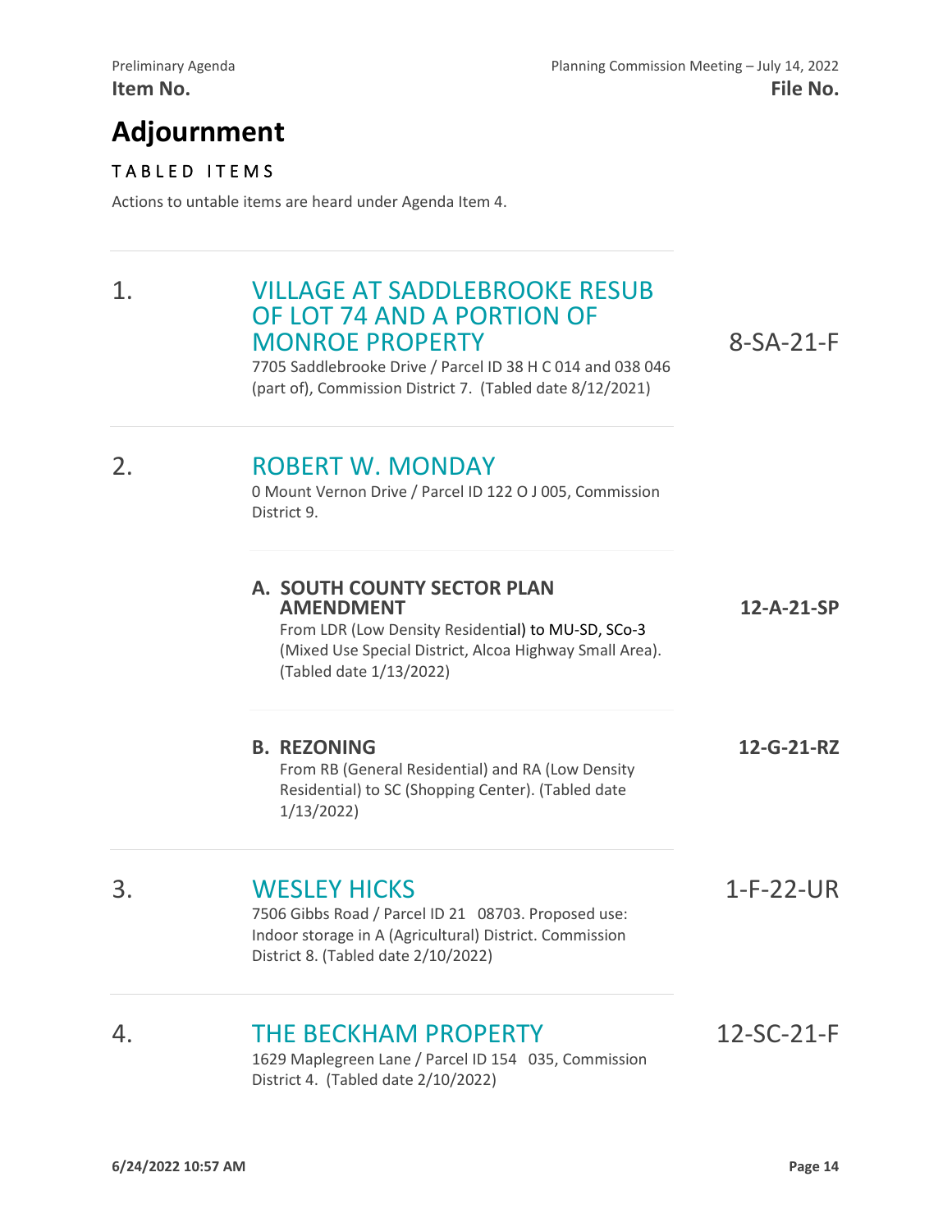Item No. | File No.

# Adjournment

## TABLED ITEMS

Actions to untable items are heard under Agenda Item 4.

---

1. **VILLAGE AT SADDLEBROOKE RESUB OF LOT 74 AND A PORTION OF MONROE PROPERTY** — 8-SA-21-F

   7705 Saddlebrooke Drive / Parcel ID 38 H C 014 and 038 046 (part of), Commission District 7. (Tabled date 8/12/2021)

---

2. **ROBERT W. MONDAY**

   0 Mount Vernon Drive / Parcel ID 122 O J 005, Commission District 9.

   **A. SOUTH COUNTY SECTOR PLAN AMENDMENT** — **12-A-21-SP**

   From LDR (Low Density Residential) to MU-SD, SCo-3 (Mixed Use Special District, Alcoa Highway Small Area). (Tabled date 1/13/2022)

   **B. REZONING** — **12-G-21-RZ**

   From RB (General Residential) and RA (Low Density Residential) to SC (Shopping Center). (Tabled date 1/13/2022)

---

3. **WESLEY HICKS** — 1-F-22-UR

   7506 Gibbs Road / Parcel ID 21 08703. Proposed use: Indoor storage in A (Agricultural) District. Commission District 8. (Tabled date 2/10/2022)

---

4. **THE BECKHAM PROPERTY** — 12-SC-21-F

   1629 Maplegreen Lane / Parcel ID 154 035, Commission District 4. (Tabled date 2/10/2022)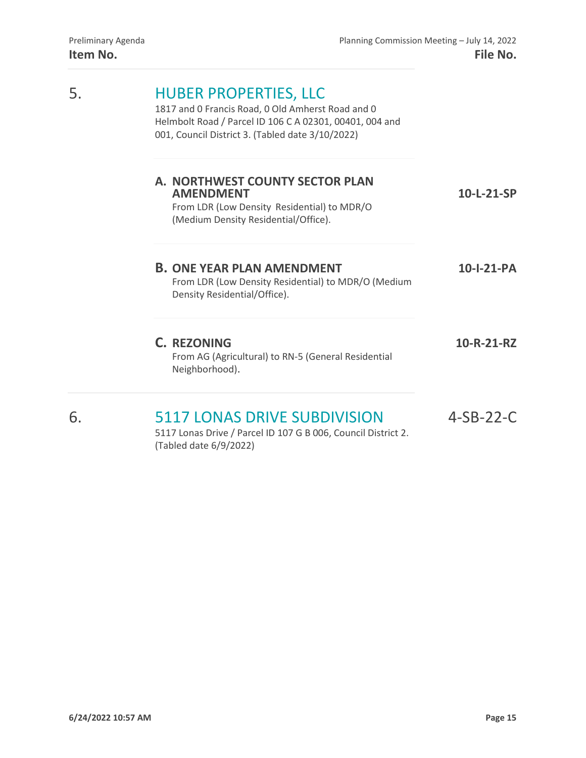**Item No.** | **File No.**

5. **HUBER PROPERTIES, LLC**

1817 and 0 Francis Road, 0 Old Amherst Road and 0 Helmbolt Road / Parcel ID 106 C A 02301, 00401, 004 and 001, Council District 3. (Tabled date 3/10/2022)

**A. NORTHWEST COUNTY SECTOR PLAN AMENDMENT** — **10-L-21-SP**

From LDR (Low Density Residential) to MDR/O (Medium Density Residential/Office).

**B. ONE YEAR PLAN AMENDMENT** — **10-I-21-PA**

From LDR (Low Density Residential) to MDR/O (Medium Density Residential/Office).

**C. REZONING** — **10-R-21-RZ**

From AG (Agricultural) to RN-5 (General Residential Neighborhood).

6. **5117 LONAS DRIVE SUBDIVISION** — 4-SB-22-C

5117 Lonas Drive / Parcel ID 107 G B 006, Council District 2. (Tabled date 6/9/2022)

6/24/2022 10:57 AM